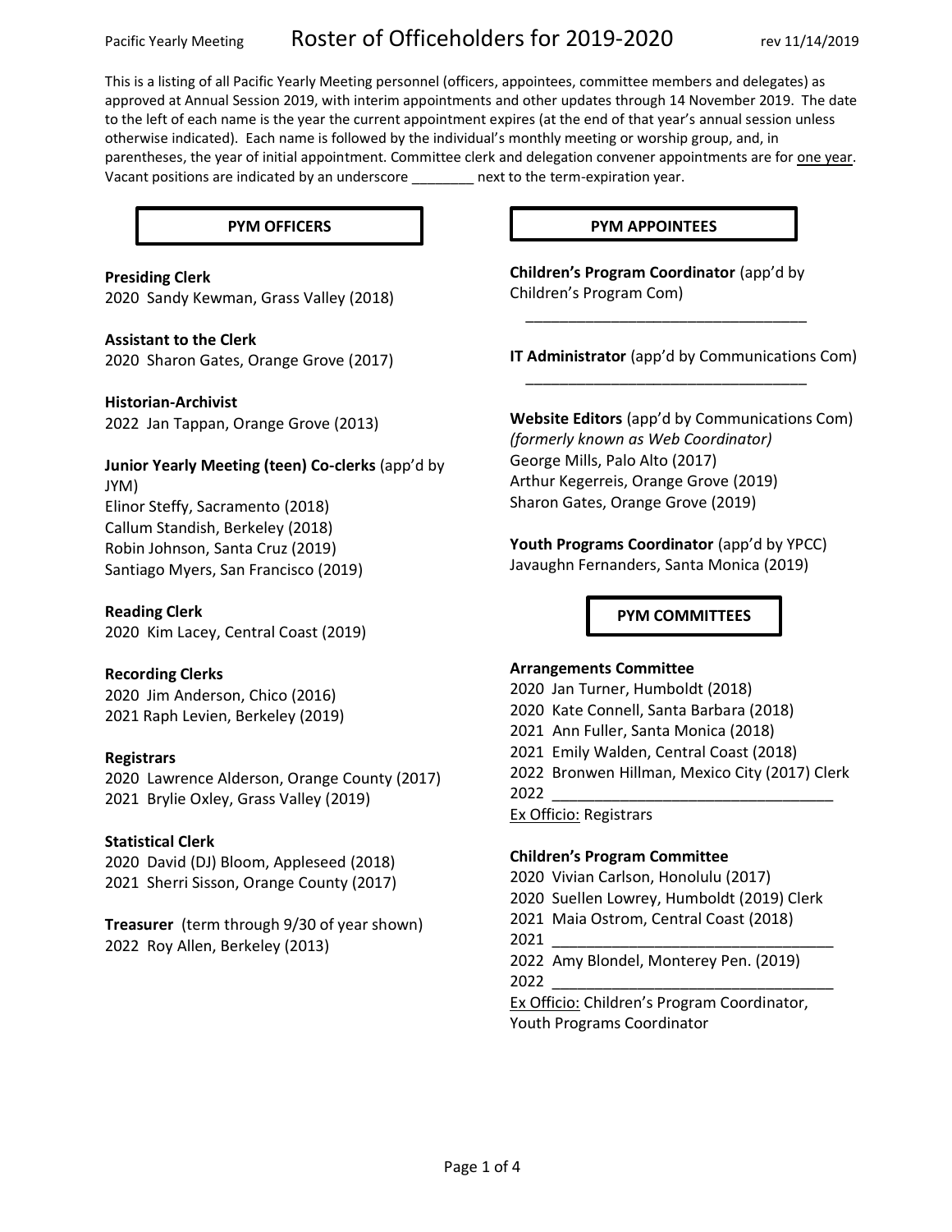# Roster of Officeholders for 2019-2020

Pacific Yearly Meeting — rev 11/14/2019

This is a listing of all Pacific Yearly Meeting personnel (officers, appointees, committee members and delegates) as approved at Annual Session 2019, with interim appointments and other updates through 14 November 2019. The date to the left of each name is the year the current appointment expires (at the end of that year's annual session unless otherwise indicated). Each name is followed by the individual's monthly meeting or worship group, and, in parentheses, the year of initial appointment. Committee clerk and delegation convener appointments are for one year. Vacant positions are indicated by an underscore ________ next to the term-expiration year.

## PYM OFFICERS

**Presiding Clerk**
2020 Sandy Kewman, Grass Valley (2018)

**Assistant to the Clerk**
2020 Sharon Gates, Orange Grove (2017)

**Historian-Archivist**
2022 Jan Tappan, Orange Grove (2013)

**Junior Yearly Meeting (teen) Co-clerks** (app'd by JYM)
Elinor Steffy, Sacramento (2018)
Callum Standish, Berkeley (2018)
Robin Johnson, Santa Cruz (2019)
Santiago Myers, San Francisco (2019)

**Reading Clerk**
2020 Kim Lacey, Central Coast (2019)

**Recording Clerks**
2020 Jim Anderson, Chico (2016)
2021 Raph Levien, Berkeley (2019)

**Registrars**
2020 Lawrence Alderson, Orange County (2017)
2021 Brylie Oxley, Grass Valley (2019)

**Statistical Clerk**
2020 David (DJ) Bloom, Appleseed (2018)
2021 Sherri Sisson, Orange County (2017)

**Treasurer** (term through 9/30 of year shown)
2022 Roy Allen, Berkeley (2013)

## PYM APPOINTEES

**Children's Program Coordinator** (app'd by Children's Program Com)
________________________________

**IT Administrator** (app'd by Communications Com)
________________________________

**Website Editors** (app'd by Communications Com)
*(formerly known as Web Coordinator)*
George Mills, Palo Alto (2017)
Arthur Kegerreis, Orange Grove (2019)
Sharon Gates, Orange Grove (2019)

**Youth Programs Coordinator** (app'd by YPCC)
Javaughn Fernanders, Santa Monica (2019)

## PYM COMMITTEES

**Arrangements Committee**
2020 Jan Turner, Humboldt (2018)
2020 Kate Connell, Santa Barbara (2018)
2021 Ann Fuller, Santa Monica (2018)
2021 Emily Walden, Central Coast (2018)
2022 Bronwen Hillman, Mexico City (2017) Clerk
2022 ________________________________
Ex Officio: Registrars

**Children's Program Committee**
2020 Vivian Carlson, Honolulu (2017)
2020 Suellen Lowrey, Humboldt (2019) Clerk
2021 Maia Ostrom, Central Coast (2018)
2021 ________________________________
2022 Amy Blondel, Monterey Pen. (2019)
2022 ________________________________
Ex Officio: Children's Program Coordinator, Youth Programs Coordinator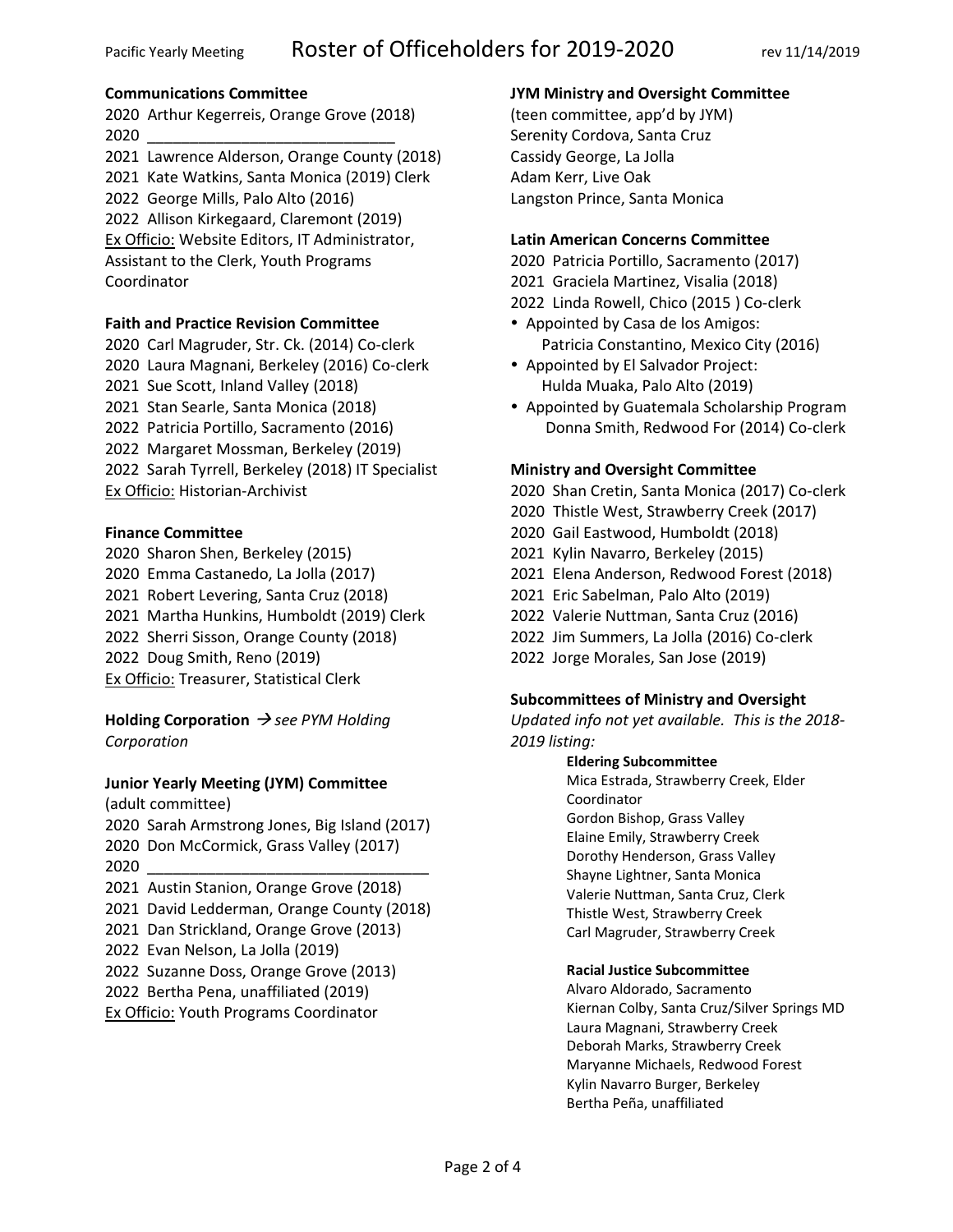**Communications Committee**

2020 Arthur Kegerreis, Orange Grove (2018)
2020 ____________________________
2021 Lawrence Alderson, Orange County (2018)
2021 Kate Watkins, Santa Monica (2019) Clerk
2022 George Mills, Palo Alto (2016)
2022 Allison Kirkegaard, Claremont (2019)
Ex Officio: Website Editors, IT Administrator, Assistant to the Clerk, Youth Programs Coordinator

**Faith and Practice Revision Committee**

2020 Carl Magruder, Str. Ck. (2014) Co-clerk
2020 Laura Magnani, Berkeley (2016) Co-clerk
2021 Sue Scott, Inland Valley (2018)
2021 Stan Searle, Santa Monica (2018)
2022 Patricia Portillo, Sacramento (2016)
2022 Margaret Mossman, Berkeley (2019)
2022 Sarah Tyrrell, Berkeley (2018) IT Specialist
Ex Officio: Historian-Archivist

**Finance Committee**

2020 Sharon Shen, Berkeley (2015)
2020 Emma Castanedo, La Jolla (2017)
2021 Robert Levering, Santa Cruz (2018)
2021 Martha Hunkins, Humboldt (2019) Clerk
2022 Sherri Sisson, Orange County (2018)
2022 Doug Smith, Reno (2019)
Ex Officio: Treasurer, Statistical Clerk

**Holding Corporation** → *see PYM Holding Corporation*

**Junior Yearly Meeting (JYM) Committee**

(adult committee)
2020 Sarah Armstrong Jones, Big Island (2017)
2020 Don McCormick, Grass Valley (2017)
2020 ________________________________
2021 Austin Stanion, Orange Grove (2018)
2021 David Ledderman, Orange County (2018)
2021 Dan Strickland, Orange Grove (2013)
2022 Evan Nelson, La Jolla (2019)
2022 Suzanne Doss, Orange Grove (2013)
2022 Bertha Pena, unaffiliated (2019)
Ex Officio: Youth Programs Coordinator

**JYM Ministry and Oversight Committee**

(teen committee, app'd by JYM)
Serenity Cordova, Santa Cruz
Cassidy George, La Jolla
Adam Kerr, Live Oak
Langston Prince, Santa Monica

**Latin American Concerns Committee**

2020 Patricia Portillo, Sacramento (2017)
2021 Graciela Martinez, Visalia (2018)
2022 Linda Rowell, Chico (2015 ) Co-clerk

- Appointed by Casa de los Amigos: Patricia Constantino, Mexico City (2016)
- Appointed by El Salvador Project: Hulda Muaka, Palo Alto (2019)
- Appointed by Guatemala Scholarship Program Donna Smith, Redwood For (2014) Co-clerk

**Ministry and Oversight Committee**

2020 Shan Cretin, Santa Monica (2017) Co-clerk
2020 Thistle West, Strawberry Creek (2017)
2020 Gail Eastwood, Humboldt (2018)
2021 Kylin Navarro, Berkeley (2015)
2021 Elena Anderson, Redwood Forest (2018)
2021 Eric Sabelman, Palo Alto (2019)
2022 Valerie Nuttman, Santa Cruz (2016)
2022 Jim Summers, La Jolla (2016) Co-clerk
2022 Jorge Morales, San Jose (2019)

**Subcommittees of Ministry and Oversight**

*Updated info not yet available. This is the 2018-2019 listing:*

**Eldering Subcommittee**

Mica Estrada, Strawberry Creek, Elder Coordinator
Gordon Bishop, Grass Valley
Elaine Emily, Strawberry Creek
Dorothy Henderson, Grass Valley
Shayne Lightner, Santa Monica
Valerie Nuttman, Santa Cruz, Clerk
Thistle West, Strawberry Creek
Carl Magruder, Strawberry Creek

**Racial Justice Subcommittee**

Alvaro Aldorado, Sacramento
Kiernan Colby, Santa Cruz/Silver Springs MD
Laura Magnani, Strawberry Creek
Deborah Marks, Strawberry Creek
Maryanne Michaels, Redwood Forest
Kylin Navarro Burger, Berkeley
Bertha Peña, unaffiliated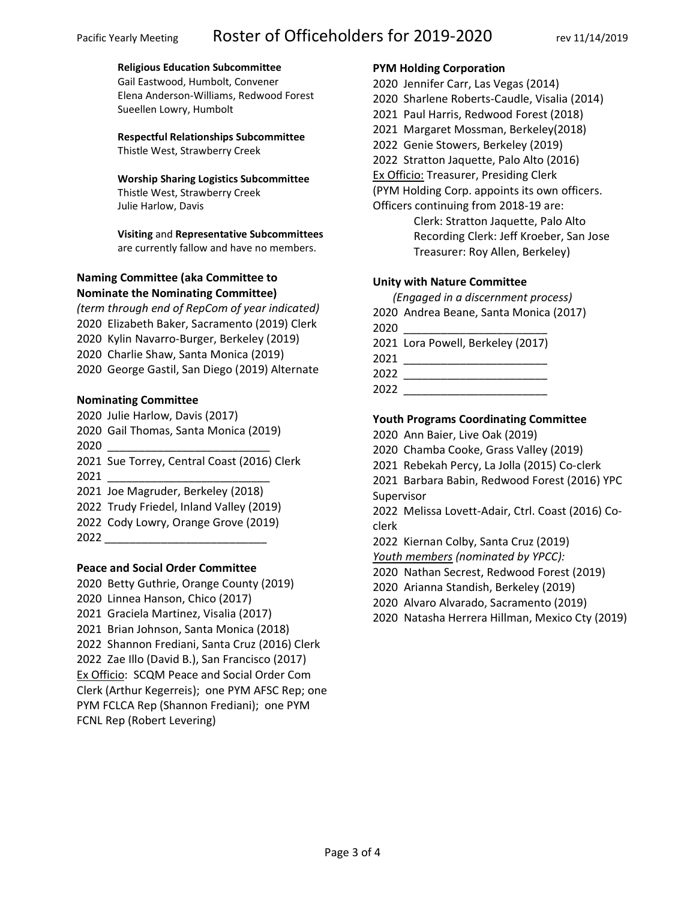#### Religious Education Subcommittee

Gail Eastwood, Humbolt, Convener
Elena Anderson-Williams, Redwood Forest
Sueellen Lowry, Humbolt

#### Respectful Relationships Subcommittee

Thistle West, Strawberry Creek

#### Worship Sharing Logistics Subcommittee

Thistle West, Strawberry Creek
Julie Harlow, Davis

**Visiting** and **Representative Subcommittees** are currently fallow and have no members.

### Naming Committee (aka Committee to Nominate the Nominating Committee)

*(term through end of RepCom of year indicated)*

2020 Elizabeth Baker, Sacramento (2019) Clerk
2020 Kylin Navarro-Burger, Berkeley (2019)
2020 Charlie Shaw, Santa Monica (2019)
2020 George Gastil, San Diego (2019) Alternate

### Nominating Committee

2020 Julie Harlow, Davis (2017)
2020 Gail Thomas, Santa Monica (2019)
2020 __________________________
2021 Sue Torrey, Central Coast (2016) Clerk
2021 __________________________
2021 Joe Magruder, Berkeley (2018)
2022 Trudy Friedel, Inland Valley (2019)
2022 Cody Lowry, Orange Grove (2019)
2022 __________________________

### Peace and Social Order Committee

2020 Betty Guthrie, Orange County (2019)
2020 Linnea Hanson, Chico (2017)
2021 Graciela Martinez, Visalia (2017)
2021 Brian Johnson, Santa Monica (2018)
2022 Shannon Frediani, Santa Cruz (2016) Clerk
2022 Zae Illo (David B.), San Francisco (2017)
Ex Officio: SCQM Peace and Social Order Com Clerk (Arthur Kegerreis); one PYM AFSC Rep; one PYM FCLCA Rep (Shannon Frediani); one PYM FCNL Rep (Robert Levering)

### PYM Holding Corporation

2020 Jennifer Carr, Las Vegas (2014)
2020 Sharlene Roberts-Caudle, Visalia (2014)
2021 Paul Harris, Redwood Forest (2018)
2021 Margaret Mossman, Berkeley(2018)
2022 Genie Stowers, Berkeley (2019)
2022 Stratton Jaquette, Palo Alto (2016)
Ex Officio: Treasurer, Presiding Clerk
(PYM Holding Corp. appoints its own officers. Officers continuing from 2018-19 are:
Clerk: Stratton Jaquette, Palo Alto
Recording Clerk: Jeff Kroeber, San Jose
Treasurer: Roy Allen, Berkeley)

### Unity with Nature Committee

*(Engaged in a discernment process)*

2020 Andrea Beane, Santa Monica (2017)
2020 ______________________
2021 Lora Powell, Berkeley (2017)
2021 ______________________
2022 ______________________
2022 ______________________

### Youth Programs Coordinating Committee

2020 Ann Baier, Live Oak (2019)
2020 Chamba Cooke, Grass Valley (2019)
2021 Rebekah Percy, La Jolla (2015) Co-clerk
2021 Barbara Babin, Redwood Forest (2016) YPC Supervisor
2022 Melissa Lovett-Adair, Ctrl. Coast (2016) Co-clerk
2022 Kiernan Colby, Santa Cruz (2019)
*Youth members (nominated by YPCC):*
2020 Nathan Secrest, Redwood Forest (2019)
2020 Arianna Standish, Berkeley (2019)
2020 Alvaro Alvarado, Sacramento (2019)
2020 Natasha Herrera Hillman, Mexico Cty (2019)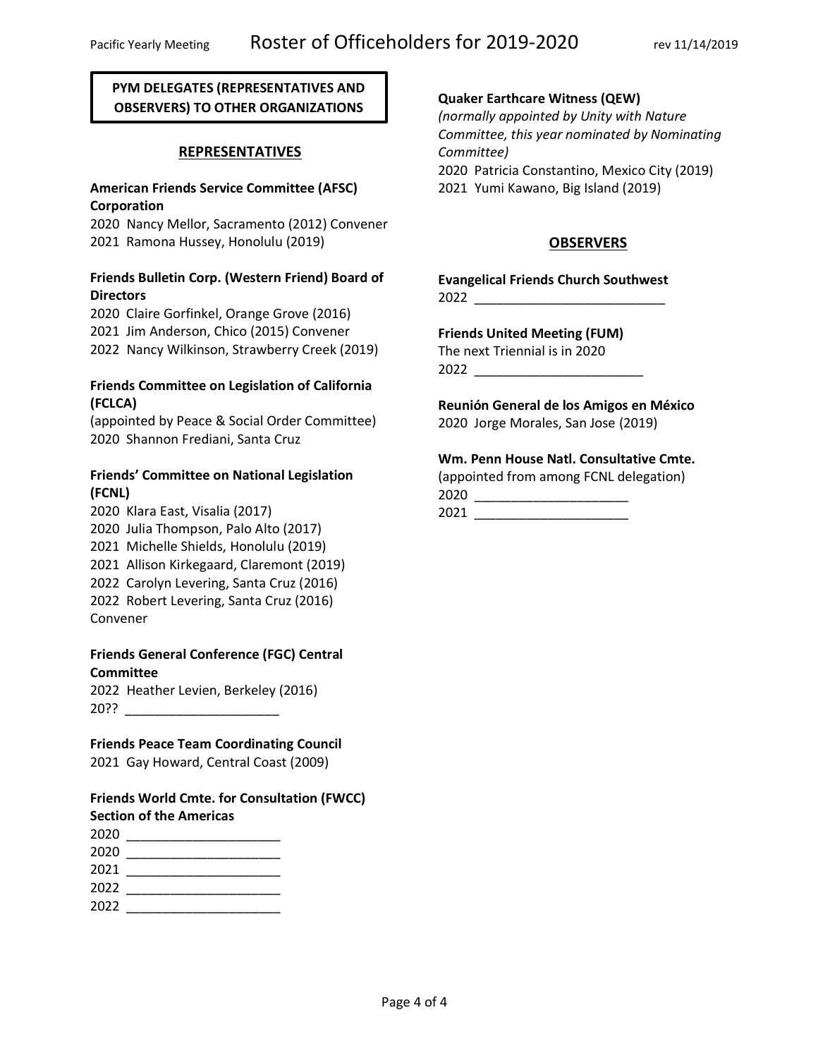**PYM DELEGATES (REPRESENTATIVES AND OBSERVERS) TO OTHER ORGANIZATIONS**

## REPRESENTATIVES

**American Friends Service Committee (AFSC) Corporation**

2020 Nancy Mellor, Sacramento (2012) Convener
2021 Ramona Hussey, Honolulu (2019)

**Friends Bulletin Corp. (Western Friend) Board of Directors**

2020 Claire Gorfinkel, Orange Grove (2016)
2021 Jim Anderson, Chico (2015) Convener
2022 Nancy Wilkinson, Strawberry Creek (2019)

**Friends Committee on Legislation of California (FCLCA)**

(appointed by Peace & Social Order Committee)
2020 Shannon Frediani, Santa Cruz

**Friends' Committee on National Legislation (FCNL)**

2020 Klara East, Visalia (2017)
2020 Julia Thompson, Palo Alto (2017)
2021 Michelle Shields, Honolulu (2019)
2021 Allison Kirkegaard, Claremont (2019)
2022 Carolyn Levering, Santa Cruz (2016)
2022 Robert Levering, Santa Cruz (2016) Convener

**Friends General Conference (FGC) Central Committee**

2022 Heather Levien, Berkeley (2016)
20?? ____________________

**Friends Peace Team Coordinating Council**

2021 Gay Howard, Central Coast (2009)

**Friends World Cmte. for Consultation (FWCC) Section of the Americas**

2020 ____________________
2020 ____________________
2021 ____________________
2022 ____________________
2022 ____________________

**Quaker Earthcare Witness (QEW)**

*(normally appointed by Unity with Nature Committee, this year nominated by Nominating Committee)*
2020 Patricia Constantino, Mexico City (2019)
2021 Yumi Kawano, Big Island (2019)

## OBSERVERS

**Evangelical Friends Church Southwest**

2022 ____________________

**Friends United Meeting (FUM)**

The next Triennial is in 2020
2022 ____________________

**Reunión General de los Amigos en México**

2020 Jorge Morales, San Jose (2019)

**Wm. Penn House Natl. Consultative Cmte.**

(appointed from among FCNL delegation)
2020 ____________________
2021 ____________________